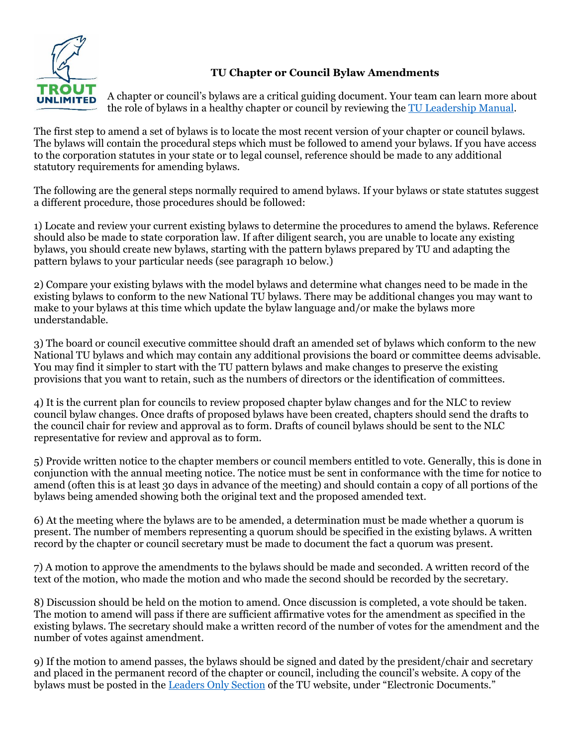# TU Chapter or Council Bylaw Amendments

A chapter or council's bylaws are a critical guiding document. Your team can learn more about the role of bylaws in a healthy chapter or council by reviewing the TU Leadership Manual.

The first step to amend a set of bylaws is to locate the most recent version of your chapter or council bylaws. The bylaws will contain the procedural steps which must be followed to amend your bylaws. If you have access to the corporation statutes in your state or to legal counsel, reference should be made to any additional statutory requirements for amending bylaws.

The following are the general steps normally required to amend bylaws. If your bylaws or state statutes suggest a different procedure, those procedures should be followed:

1) Locate and review your current existing bylaws to determine the procedures to amend the bylaws. Reference should also be made to state corporation law. If after diligent search, you are unable to locate any existing bylaws, you should create new bylaws, starting with the pattern bylaws prepared by TU and adapting the pattern bylaws to your particular needs (see paragraph 10 below.)

2) Compare your existing bylaws with the model bylaws and determine what changes need to be made in the existing bylaws to conform to the new National TU bylaws. There may be additional changes you may want to make to your bylaws at this time which update the bylaw language and/or make the bylaws more understandable.

3) The board or council executive committee should draft an amended set of bylaws which conform to the new National TU bylaws and which may contain any additional provisions the board or committee deems advisable. You may find it simpler to start with the TU pattern bylaws and make changes to preserve the existing provisions that you want to retain, such as the numbers of directors or the identification of committees.

4) It is the current plan for councils to review proposed chapter bylaw changes and for the NLC to review council bylaw changes. Once drafts of proposed bylaws have been created, chapters should send the drafts to the council chair for review and approval as to form. Drafts of council bylaws should be sent to the NLC representative for review and approval as to form.

5) Provide written notice to the chapter members or council members entitled to vote. Generally, this is done in conjunction with the annual meeting notice. The notice must be sent in conformance with the time for notice to amend (often this is at least 30 days in advance of the meeting) and should contain a copy of all portions of the bylaws being amended showing both the original text and the proposed amended text.

6) At the meeting where the bylaws are to be amended, a determination must be made whether a quorum is present. The number of members representing a quorum should be specified in the existing bylaws. A written record by the chapter or council secretary must be made to document the fact a quorum was present.

7) A motion to approve the amendments to the bylaws should be made and seconded. A written record of the text of the motion, who made the motion and who made the second should be recorded by the secretary.

8) Discussion should be held on the motion to amend. Once discussion is completed, a vote should be taken. The motion to amend will pass if there are sufficient affirmative votes for the amendment as specified in the existing bylaws. The secretary should make a written record of the number of votes for the amendment and the number of votes against amendment.

9) If the motion to amend passes, the bylaws should be signed and dated by the president/chair and secretary and placed in the permanent record of the chapter or council, including the council's website. A copy of the bylaws must be posted in the Leaders Only Section of the TU website, under "Electronic Documents."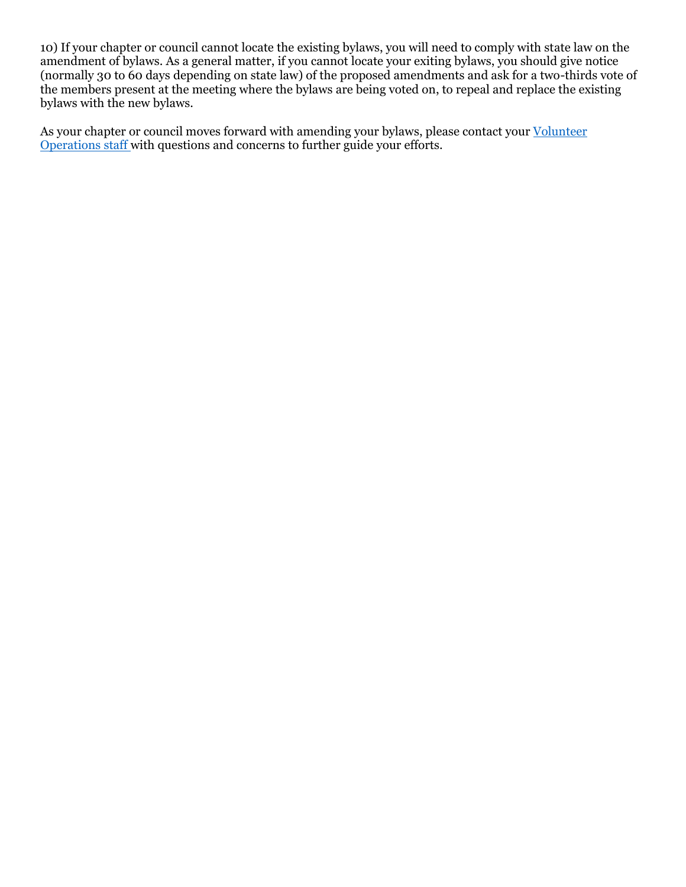10) If your chapter or council cannot locate the existing bylaws, you will need to comply with state law on the amendment of bylaws. As a general matter, if you cannot locate your exiting bylaws, you should give notice (normally 30 to 60 days depending on state law) of the proposed amendments and ask for a two-thirds vote of the members present at the meeting where the bylaws are being voted on, to repeal and replace the existing bylaws with the new bylaws.

As your chapter or council moves forward with amending your bylaws, please contact your [Volunteer Operations staff](#) with questions and concerns to further guide your efforts.